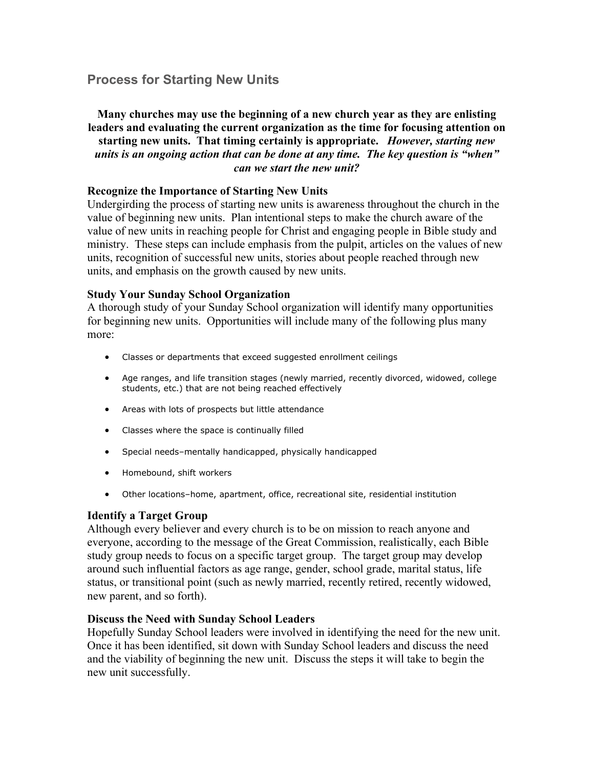## Process for Starting New Units

**Many churches may use the beginning of a new church year as they are enlisting leaders and evaluating the current organization as the time for focusing attention on starting new units. That timing certainly is appropriate.** ***However, starting new units is an ongoing action that can be done at any time. The key question is "when" can we start the new unit?***

### Recognize the Importance of Starting New Units

Undergirding the process of starting new units is awareness throughout the church in the value of beginning new units. Plan intentional steps to make the church aware of the value of new units in reaching people for Christ and engaging people in Bible study and ministry. These steps can include emphasis from the pulpit, articles on the values of new units, recognition of successful new units, stories about people reached through new units, and emphasis on the growth caused by new units.

### Study Your Sunday School Organization

A thorough study of your Sunday School organization will identify many opportunities for beginning new units. Opportunities will include many of the following plus many more:

- Classes or departments that exceed suggested enrollment ceilings
- Age ranges, and life transition stages (newly married, recently divorced, widowed, college students, etc.) that are not being reached effectively
- Areas with lots of prospects but little attendance
- Classes where the space is continually filled
- Special needs–mentally handicapped, physically handicapped
- Homebound, shift workers
- Other locations–home, apartment, office, recreational site, residential institution

### Identify a Target Group

Although every believer and every church is to be on mission to reach anyone and everyone, according to the message of the Great Commission, realistically, each Bible study group needs to focus on a specific target group. The target group may develop around such influential factors as age range, gender, school grade, marital status, life status, or transitional point (such as newly married, recently retired, recently widowed, new parent, and so forth).

### Discuss the Need with Sunday School Leaders

Hopefully Sunday School leaders were involved in identifying the need for the new unit. Once it has been identified, sit down with Sunday School leaders and discuss the need and the viability of beginning the new unit. Discuss the steps it will take to begin the new unit successfully.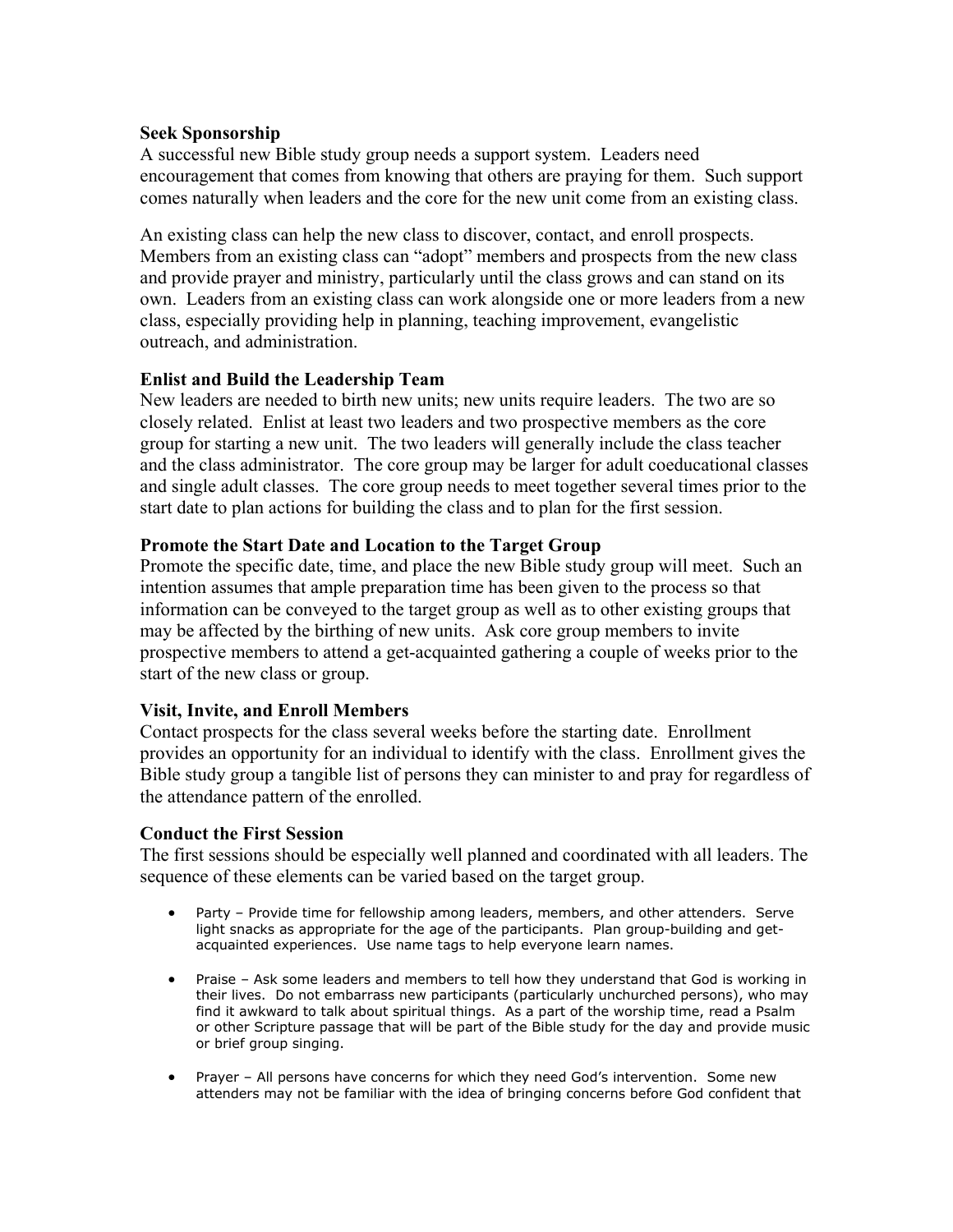**Seek Sponsorship**

A successful new Bible study group needs a support system. Leaders need encouragement that comes from knowing that others are praying for them. Such support comes naturally when leaders and the core for the new unit come from an existing class.

An existing class can help the new class to discover, contact, and enroll prospects. Members from an existing class can "adopt" members and prospects from the new class and provide prayer and ministry, particularly until the class grows and can stand on its own. Leaders from an existing class can work alongside one or more leaders from a new class, especially providing help in planning, teaching improvement, evangelistic outreach, and administration.

**Enlist and Build the Leadership Team**

New leaders are needed to birth new units; new units require leaders. The two are so closely related. Enlist at least two leaders and two prospective members as the core group for starting a new unit. The two leaders will generally include the class teacher and the class administrator. The core group may be larger for adult coeducational classes and single adult classes. The core group needs to meet together several times prior to the start date to plan actions for building the class and to plan for the first session.

**Promote the Start Date and Location to the Target Group**

Promote the specific date, time, and place the new Bible study group will meet. Such an intention assumes that ample preparation time has been given to the process so that information can be conveyed to the target group as well as to other existing groups that may be affected by the birthing of new units. Ask core group members to invite prospective members to attend a get-acquainted gathering a couple of weeks prior to the start of the new class or group.

**Visit, Invite, and Enroll Members**

Contact prospects for the class several weeks before the starting date. Enrollment provides an opportunity for an individual to identify with the class. Enrollment gives the Bible study group a tangible list of persons they can minister to and pray for regardless of the attendance pattern of the enrolled.

**Conduct the First Session**

The first sessions should be especially well planned and coordinated with all leaders. The sequence of these elements can be varied based on the target group.

- Party – Provide time for fellowship among leaders, members, and other attenders. Serve light snacks as appropriate for the age of the participants. Plan group-building and get-acquainted experiences. Use name tags to help everyone learn names.

- Praise – Ask some leaders and members to tell how they understand that God is working in their lives. Do not embarrass new participants (particularly unchurched persons), who may find it awkward to talk about spiritual things. As a part of the worship time, read a Psalm or other Scripture passage that will be part of the Bible study for the day and provide music or brief group singing.

- Prayer – All persons have concerns for which they need God's intervention. Some new attenders may not be familiar with the idea of bringing concerns before God confident that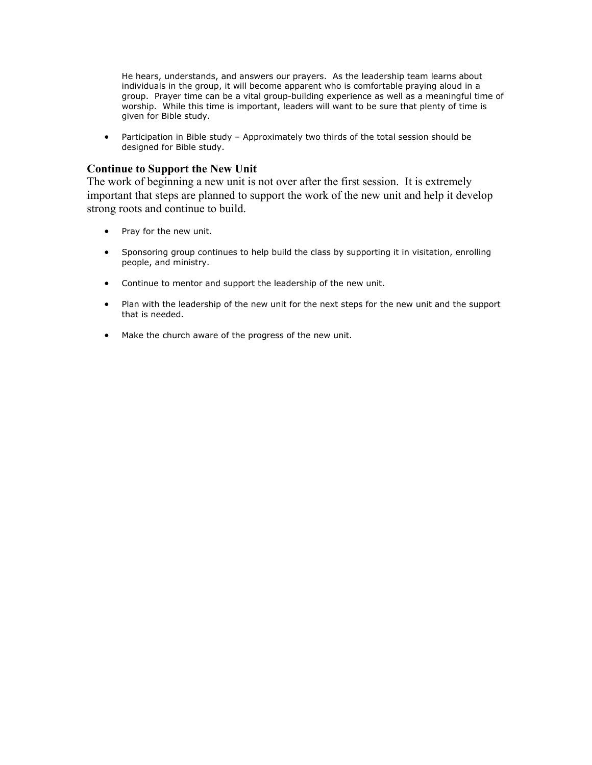He hears, understands, and answers our prayers. As the leadership team learns about individuals in the group, it will become apparent who is comfortable praying aloud in a group. Prayer time can be a vital group-building experience as well as a meaningful time of worship. While this time is important, leaders will want to be sure that plenty of time is given for Bible study.

- Participation in Bible study – Approximately two thirds of the total session should be designed for Bible study.

### Continue to Support the New Unit

The work of beginning a new unit is not over after the first session. It is extremely important that steps are planned to support the work of the new unit and help it develop strong roots and continue to build.

- Pray for the new unit.
- Sponsoring group continues to help build the class by supporting it in visitation, enrolling people, and ministry.
- Continue to mentor and support the leadership of the new unit.
- Plan with the leadership of the new unit for the next steps for the new unit and the support that is needed.
- Make the church aware of the progress of the new unit.